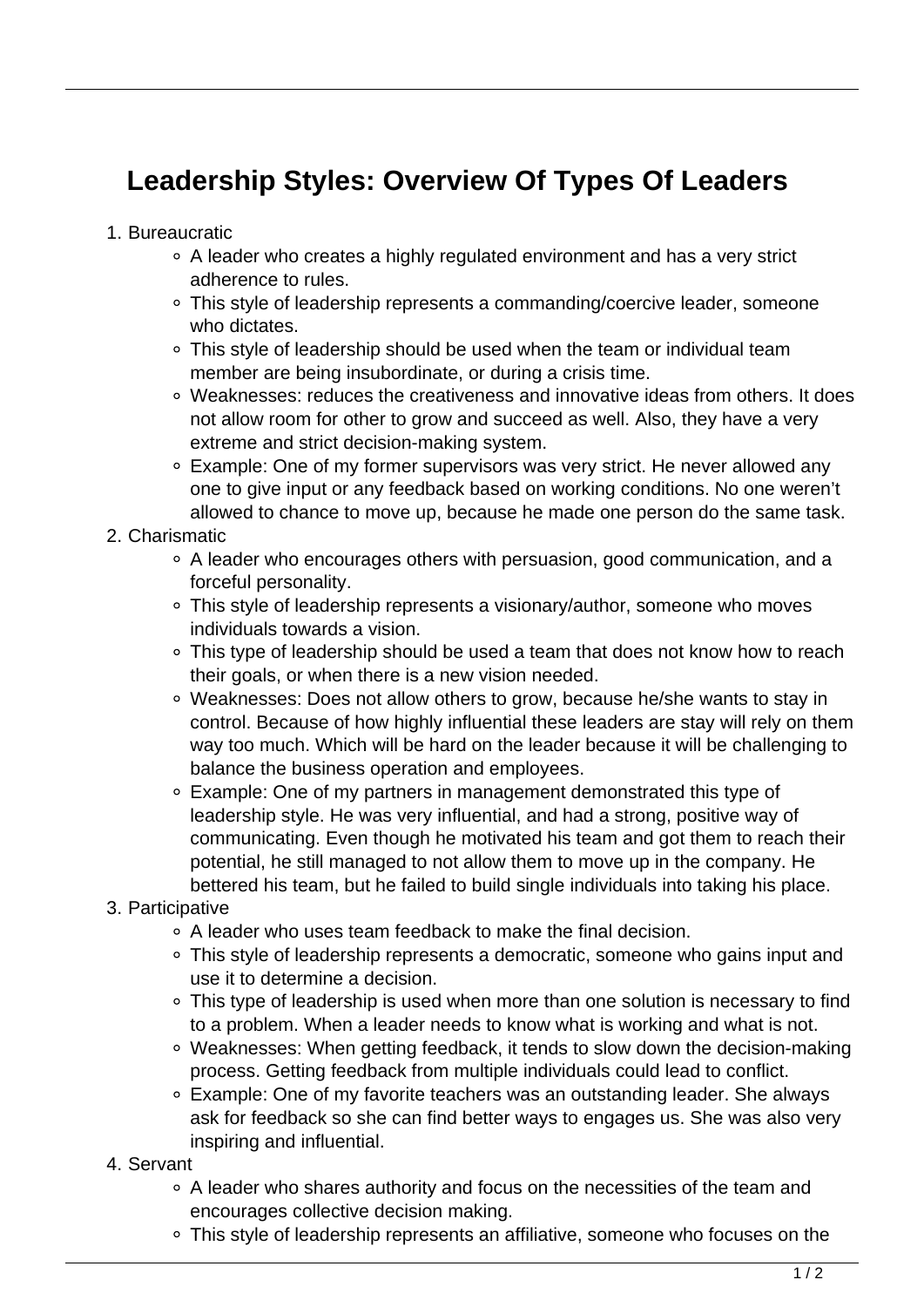# Leadership Styles: Overview Of Types Of Leaders

1. Bureaucratic
   - A leader who creates a highly regulated environment and has a very strict adherence to rules.
   - This style of leadership represents a commanding/coercive leader, someone who dictates.
   - This style of leadership should be used when the team or individual team member are being insubordinate, or during a crisis time.
   - Weaknesses: reduces the creativeness and innovative ideas from others. It does not allow room for other to grow and succeed as well. Also, they have a very extreme and strict decision-making system.
   - Example: One of my former supervisors was very strict. He never allowed any one to give input or any feedback based on working conditions. No one weren't allowed to chance to move up, because he made one person do the same task.
2. Charismatic
   - A leader who encourages others with persuasion, good communication, and a forceful personality.
   - This style of leadership represents a visionary/author, someone who moves individuals towards a vision.
   - This type of leadership should be used a team that does not know how to reach their goals, or when there is a new vision needed.
   - Weaknesses: Does not allow others to grow, because he/she wants to stay in control. Because of how highly influential these leaders are stay will rely on them way too much. Which will be hard on the leader because it will be challenging to balance the business operation and employees.
   - Example: One of my partners in management demonstrated this type of leadership style. He was very influential, and had a strong, positive way of communicating. Even though he motivated his team and got them to reach their potential, he still managed to not allow them to move up in the company. He bettered his team, but he failed to build single individuals into taking his place.
3. Participative
   - A leader who uses team feedback to make the final decision.
   - This style of leadership represents a democratic, someone who gains input and use it to determine a decision.
   - This type of leadership is used when more than one solution is necessary to find to a problem. When a leader needs to know what is working and what is not.
   - Weaknesses: When getting feedback, it tends to slow down the decision-making process. Getting feedback from multiple individuals could lead to conflict.
   - Example: One of my favorite teachers was an outstanding leader. She always ask for feedback so she can find better ways to engages us. She was also very inspiring and influential.
4. Servant
   - A leader who shares authority and focus on the necessities of the team and encourages collective decision making.
   - This style of leadership represents an affiliative, someone who focuses on the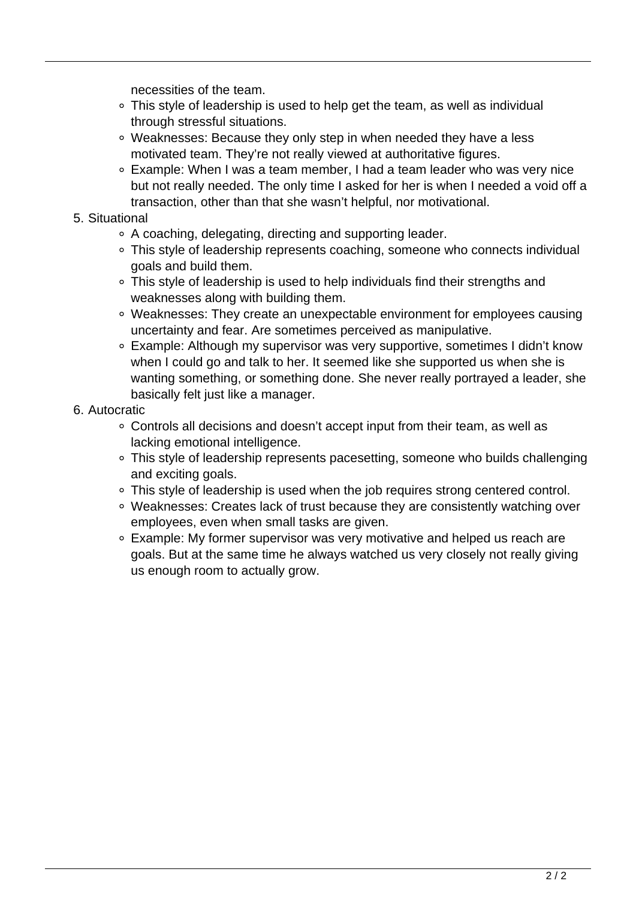necessities of the team.
    - This style of leadership is used to help get the team, as well as individual through stressful situations.
    - Weaknesses: Because they only step in when needed they have a less motivated team. They're not really viewed at authoritative figures.
    - Example: When I was a team member, I had a team leader who was very nice but not really needed. The only time I asked for her is when I needed a void off a transaction, other than that she wasn't helpful, nor motivational.
5. Situational
    - A coaching, delegating, directing and supporting leader.
    - This style of leadership represents coaching, someone who connects individual goals and build them.
    - This style of leadership is used to help individuals find their strengths and weaknesses along with building them.
    - Weaknesses: They create an unexpectable environment for employees causing uncertainty and fear. Are sometimes perceived as manipulative.
    - Example: Although my supervisor was very supportive, sometimes I didn't know when I could go and talk to her. It seemed like she supported us when she is wanting something, or something done. She never really portrayed a leader, she basically felt just like a manager.
6. Autocratic
    - Controls all decisions and doesn't accept input from their team, as well as lacking emotional intelligence.
    - This style of leadership represents pacesetting, someone who builds challenging and exciting goals.
    - This style of leadership is used when the job requires strong centered control.
    - Weaknesses: Creates lack of trust because they are consistently watching over employees, even when small tasks are given.
    - Example: My former supervisor was very motivative and helped us reach are goals. But at the same time he always watched us very closely not really giving us enough room to actually grow.